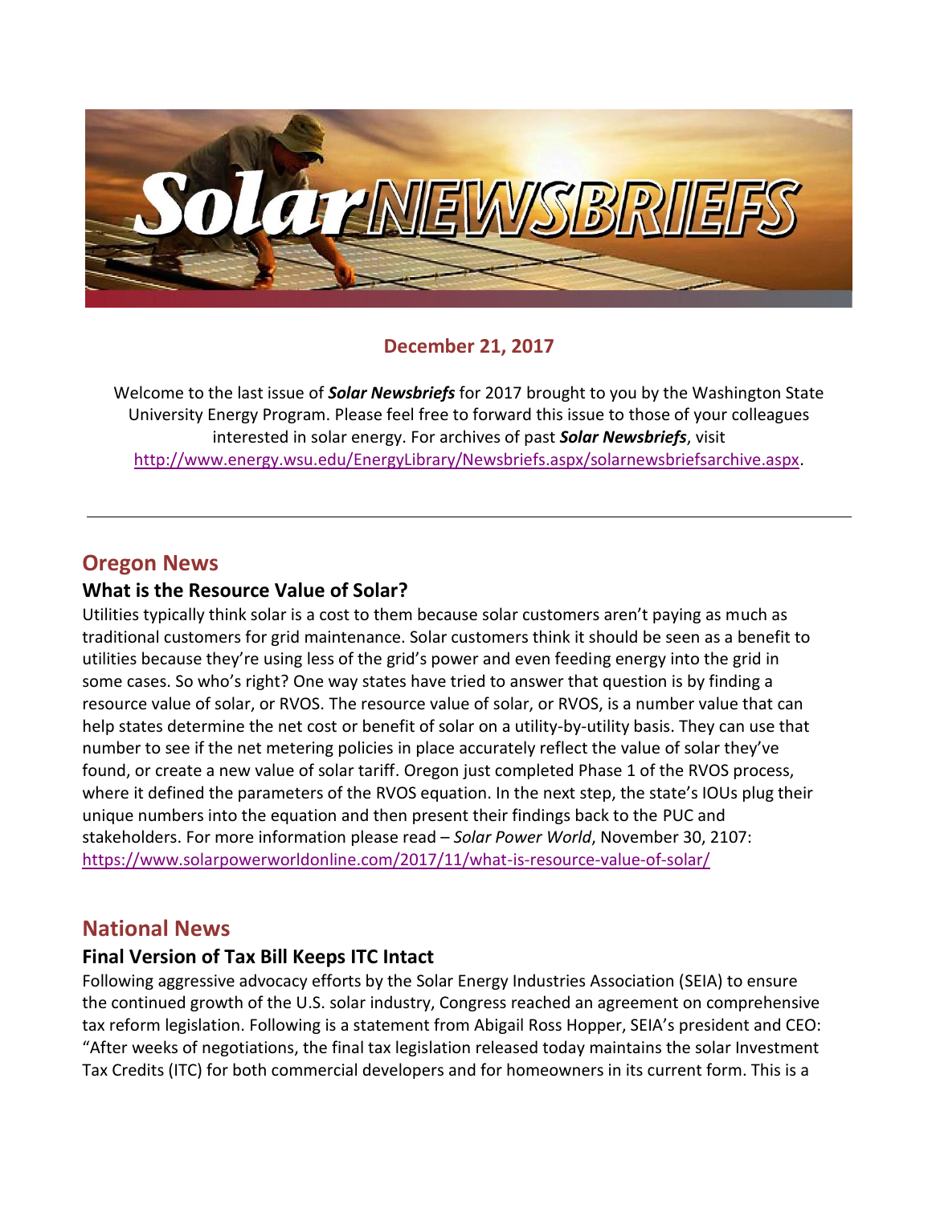# Solar NEWSBRIEFS

**December 21, 2017**

Welcome to the last issue of ***Solar Newsbriefs*** for 2017 brought to you by the Washington State University Energy Program. Please feel free to forward this issue to those of your colleagues interested in solar energy. For archives of past ***Solar Newsbriefs***, visit http://www.energy.wsu.edu/EnergyLibrary/Newsbriefs.aspx/solarnewsbriefsarchive.aspx.

---

## Oregon News

### What is the Resource Value of Solar?

Utilities typically think solar is a cost to them because solar customers aren't paying as much as traditional customers for grid maintenance. Solar customers think it should be seen as a benefit to utilities because they're using less of the grid's power and even feeding energy into the grid in some cases. So who's right? One way states have tried to answer that question is by finding a resource value of solar, or RVOS. The resource value of solar, or RVOS, is a number value that can help states determine the net cost or benefit of solar on a utility-by-utility basis. They can use that number to see if the net metering policies in place accurately reflect the value of solar they've found, or create a new value of solar tariff. Oregon just completed Phase 1 of the RVOS process, where it defined the parameters of the RVOS equation. In the next step, the state's IOUs plug their unique numbers into the equation and then present their findings back to the PUC and stakeholders. For more information please read – *Solar Power World*, November 30, 2107: https://www.solarpowerworldonline.com/2017/11/what-is-resource-value-of-solar/

## National News

### Final Version of Tax Bill Keeps ITC Intact

Following aggressive advocacy efforts by the Solar Energy Industries Association (SEIA) to ensure the continued growth of the U.S. solar industry, Congress reached an agreement on comprehensive tax reform legislation. Following is a statement from Abigail Ross Hopper, SEIA's president and CEO: "After weeks of negotiations, the final tax legislation released today maintains the solar Investment Tax Credits (ITC) for both commercial developers and for homeowners in its current form. This is a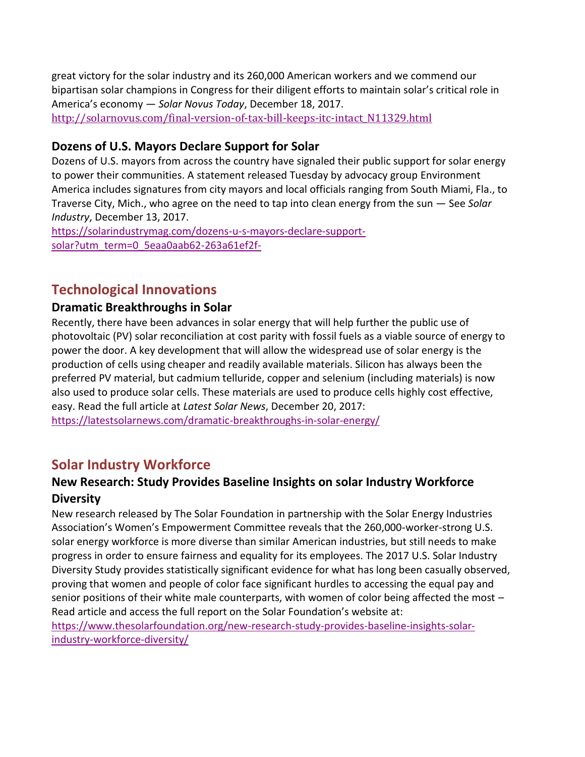great victory for the solar industry and its 260,000 American workers and we commend our bipartisan solar champions in Congress for their diligent efforts to maintain solar's critical role in America's economy — *Solar Novus Today*, December 18, 2017.
http://solarnovus.com/final-version-of-tax-bill-keeps-itc-intact_N11329.html

### Dozens of U.S. Mayors Declare Support for Solar

Dozens of U.S. mayors from across the country have signaled their public support for solar energy to power their communities. A statement released Tuesday by advocacy group Environment America includes signatures from city mayors and local officials ranging from South Miami, Fla., to Traverse City, Mich., who agree on the need to tap into clean energy from the sun — See *Solar Industry*, December 13, 2017.
https://solarindustrymag.com/dozens-u-s-mayors-declare-support-solar?utm_term=0_5eaa0aab62-263a61ef2f-

## Technological Innovations

### Dramatic Breakthroughs in Solar

Recently, there have been advances in solar energy that will help further the public use of photovoltaic (PV) solar reconciliation at cost parity with fossil fuels as a viable source of energy to power the door. A key development that will allow the widespread use of solar energy is the production of cells using cheaper and readily available materials. Silicon has always been the preferred PV material, but cadmium telluride, copper and selenium (including materials) is now also used to produce solar cells. These materials are used to produce cells highly cost effective, easy. Read the full article at *Latest Solar News*, December 20, 2017:
https://latestsolarnews.com/dramatic-breakthroughs-in-solar-energy/

## Solar Industry Workforce

### New Research: Study Provides Baseline Insights on solar Industry Workforce Diversity

New research released by The Solar Foundation in partnership with the Solar Energy Industries Association's Women's Empowerment Committee reveals that the 260,000-worker-strong U.S. solar energy workforce is more diverse than similar American industries, but still needs to make progress in order to ensure fairness and equality for its employees. The 2017 U.S. Solar Industry Diversity Study provides statistically significant evidence for what has long been casually observed, proving that women and people of color face significant hurdles to accessing the equal pay and senior positions of their white male counterparts, with women of color being affected the most – Read article and access the full report on the Solar Foundation's website at:
https://www.thesolarfoundation.org/new-research-study-provides-baseline-insights-solar-industry-workforce-diversity/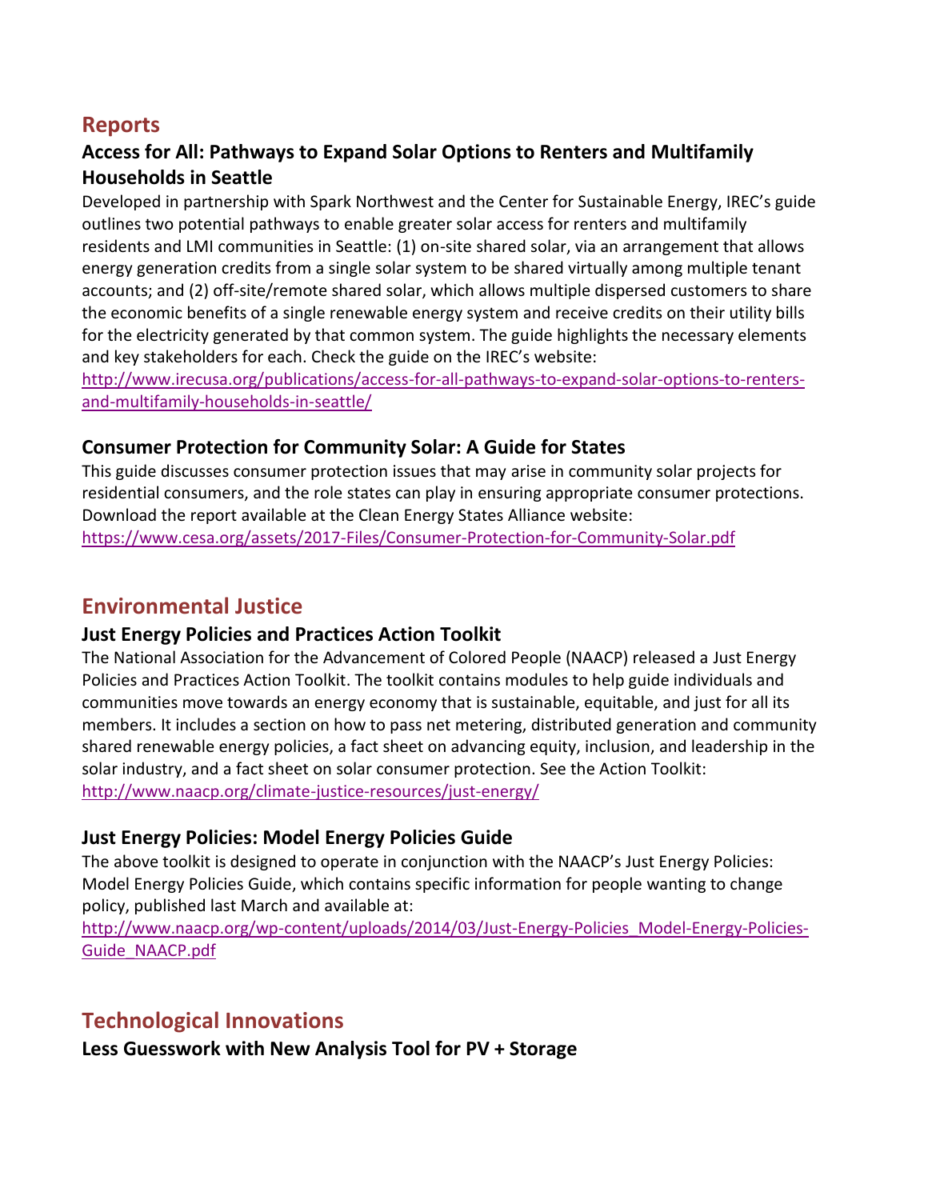## Reports

### Access for All: Pathways to Expand Solar Options to Renters and Multifamily Households in Seattle

Developed in partnership with Spark Northwest and the Center for Sustainable Energy, IREC's guide outlines two potential pathways to enable greater solar access for renters and multifamily residents and LMI communities in Seattle: (1) on-site shared solar, via an arrangement that allows energy generation credits from a single solar system to be shared virtually among multiple tenant accounts; and (2) off-site/remote shared solar, which allows multiple dispersed customers to share the economic benefits of a single renewable energy system and receive credits on their utility bills for the electricity generated by that common system. The guide highlights the necessary elements and key stakeholders for each. Check the guide on the IREC's website: [http://www.irecusa.org/publications/access-for-all-pathways-to-expand-solar-options-to-renters-and-multifamily-households-in-seattle/](http://www.irecusa.org/publications/access-for-all-pathways-to-expand-solar-options-to-renters-and-multifamily-households-in-seattle/)

### Consumer Protection for Community Solar: A Guide for States

This guide discusses consumer protection issues that may arise in community solar projects for residential consumers, and the role states can play in ensuring appropriate consumer protections. Download the report available at the Clean Energy States Alliance website: [https://www.cesa.org/assets/2017-Files/Consumer-Protection-for-Community-Solar.pdf](https://www.cesa.org/assets/2017-Files/Consumer-Protection-for-Community-Solar.pdf)

## Environmental Justice

### Just Energy Policies and Practices Action Toolkit

The National Association for the Advancement of Colored People (NAACP) released a Just Energy Policies and Practices Action Toolkit. The toolkit contains modules to help guide individuals and communities move towards an energy economy that is sustainable, equitable, and just for all its members. It includes a section on how to pass net metering, distributed generation and community shared renewable energy policies, a fact sheet on advancing equity, inclusion, and leadership in the solar industry, and a fact sheet on solar consumer protection. See the Action Toolkit: [http://www.naacp.org/climate-justice-resources/just-energy/](http://www.naacp.org/climate-justice-resources/just-energy/)

### Just Energy Policies: Model Energy Policies Guide

The above toolkit is designed to operate in conjunction with the NAACP's Just Energy Policies: Model Energy Policies Guide, which contains specific information for people wanting to change policy, published last March and available at: [http://www.naacp.org/wp-content/uploads/2014/03/Just-Energy-Policies_Model-Energy-Policies-Guide_NAACP.pdf](http://www.naacp.org/wp-content/uploads/2014/03/Just-Energy-Policies_Model-Energy-Policies-Guide_NAACP.pdf)

## Technological Innovations

### Less Guesswork with New Analysis Tool for PV + Storage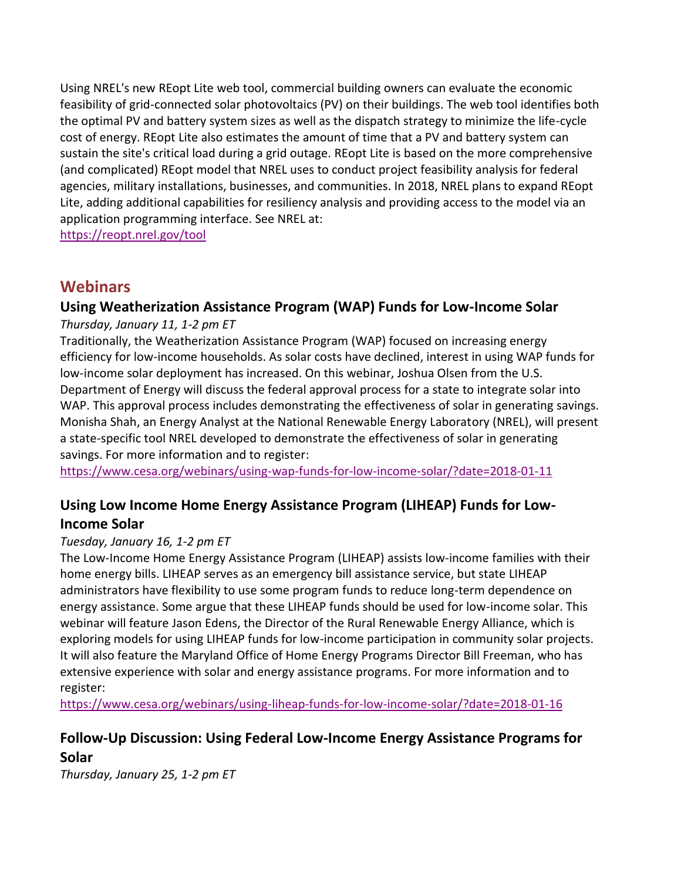Using NREL's new REopt Lite web tool, commercial building owners can evaluate the economic feasibility of grid-connected solar photovoltaics (PV) on their buildings. The web tool identifies both the optimal PV and battery system sizes as well as the dispatch strategy to minimize the life-cycle cost of energy. REopt Lite also estimates the amount of time that a PV and battery system can sustain the site's critical load during a grid outage. REopt Lite is based on the more comprehensive (and complicated) REopt model that NREL uses to conduct project feasibility analysis for federal agencies, military installations, businesses, and communities. In 2018, NREL plans to expand REopt Lite, adding additional capabilities for resiliency analysis and providing access to the model via an application programming interface. See NREL at:
https://reopt.nrel.gov/tool

## Webinars

### Using Weatherization Assistance Program (WAP) Funds for Low-Income Solar

*Thursday, January 11, 1-2 pm ET*

Traditionally, the Weatherization Assistance Program (WAP) focused on increasing energy efficiency for low-income households. As solar costs have declined, interest in using WAP funds for low-income solar deployment has increased. On this webinar, Joshua Olsen from the U.S. Department of Energy will discuss the federal approval process for a state to integrate solar into WAP. This approval process includes demonstrating the effectiveness of solar in generating savings. Monisha Shah, an Energy Analyst at the National Renewable Energy Laboratory (NREL), will present a state-specific tool NREL developed to demonstrate the effectiveness of solar in generating savings. For more information and to register:
https://www.cesa.org/webinars/using-wap-funds-for-low-income-solar/?date=2018-01-11

### Using Low Income Home Energy Assistance Program (LIHEAP) Funds for Low-Income Solar

*Tuesday, January 16, 1-2 pm ET*

The Low-Income Home Energy Assistance Program (LIHEAP) assists low-income families with their home energy bills. LIHEAP serves as an emergency bill assistance service, but state LIHEAP administrators have flexibility to use some program funds to reduce long-term dependence on energy assistance. Some argue that these LIHEAP funds should be used for low-income solar. This webinar will feature Jason Edens, the Director of the Rural Renewable Energy Alliance, which is exploring models for using LIHEAP funds for low-income participation in community solar projects. It will also feature the Maryland Office of Home Energy Programs Director Bill Freeman, who has extensive experience with solar and energy assistance programs. For more information and to register:
https://www.cesa.org/webinars/using-liheap-funds-for-low-income-solar/?date=2018-01-16

### Follow-Up Discussion: Using Federal Low-Income Energy Assistance Programs for Solar

*Thursday, January 25, 1-2 pm ET*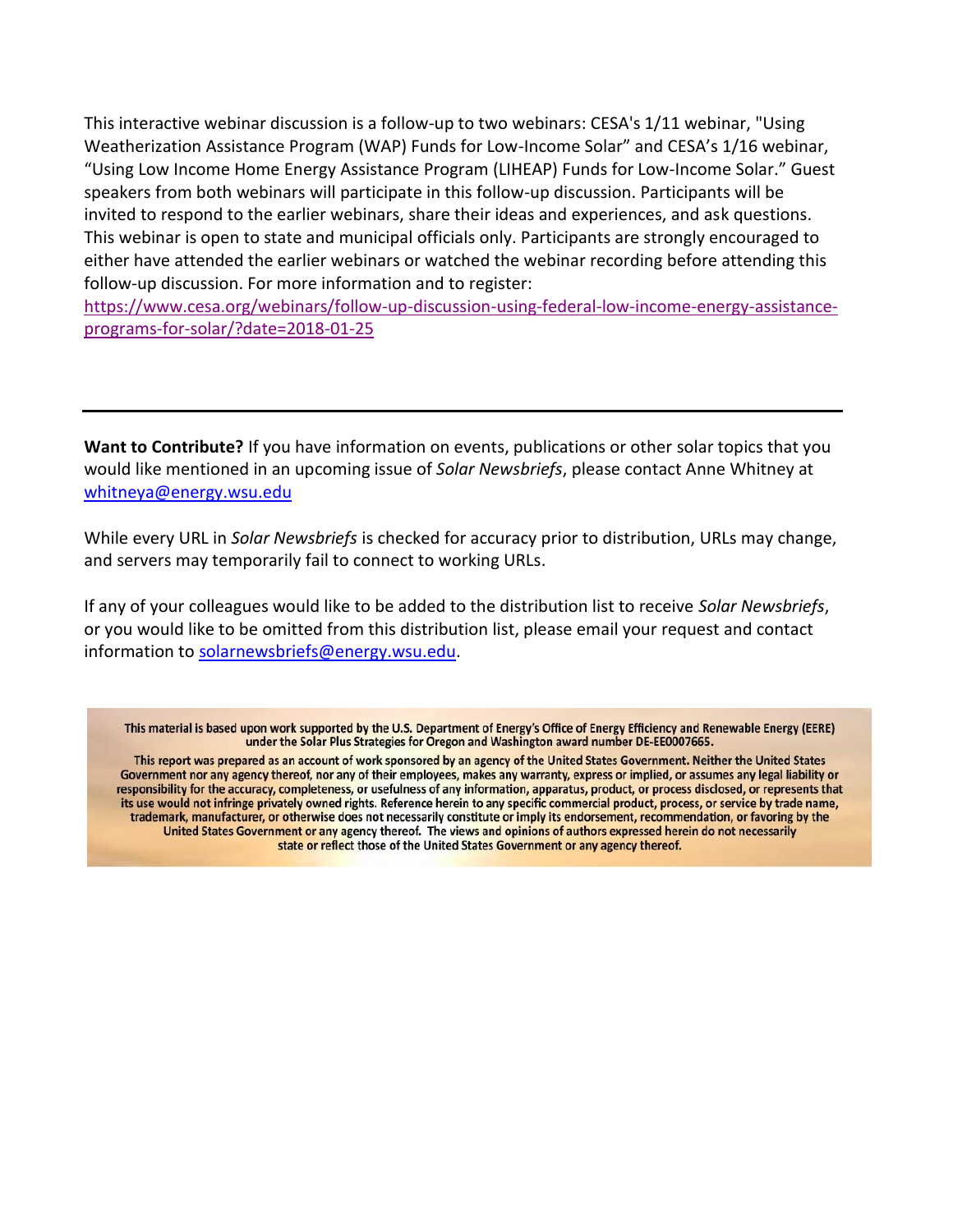This interactive webinar discussion is a follow-up to two webinars: CESA's 1/11 webinar, "Using Weatherization Assistance Program (WAP) Funds for Low-Income Solar" and CESA's 1/16 webinar, "Using Low Income Home Energy Assistance Program (LIHEAP) Funds for Low-Income Solar." Guest speakers from both webinars will participate in this follow-up discussion. Participants will be invited to respond to the earlier webinars, share their ideas and experiences, and ask questions. This webinar is open to state and municipal officials only. Participants are strongly encouraged to either have attended the earlier webinars or watched the webinar recording before attending this follow-up discussion. For more information and to register: [https://www.cesa.org/webinars/follow-up-discussion-using-federal-low-income-energy-assistance-programs-for-solar/?date=2018-01-25](https://www.cesa.org/webinars/follow-up-discussion-using-federal-low-income-energy-assistance-programs-for-solar/?date=2018-01-25)

---

**Want to Contribute?** If you have information on events, publications or other solar topics that you would like mentioned in an upcoming issue of *Solar Newsbriefs*, please contact Anne Whitney at [whitneya@energy.wsu.edu](mailto:whitneya@energy.wsu.edu)

While every URL in *Solar Newsbriefs* is checked for accuracy prior to distribution, URLs may change, and servers may temporarily fail to connect to working URLs.

If any of your colleagues would like to be added to the distribution list to receive *Solar Newsbriefs*, or you would like to be omitted from this distribution list, please email your request and contact information to [solarnewsbriefs@energy.wsu.edu](mailto:solarnewsbriefs@energy.wsu.edu).

This material is based upon work supported by the U.S. Department of Energy's Office of Energy Efficiency and Renewable Energy (EERE) under the Solar Plus Strategies for Oregon and Washington award number DE-EE0007665.

This report was prepared as an account of work sponsored by an agency of the United States Government. Neither the United States Government nor any agency thereof, nor any of their employees, makes any warranty, express or implied, or assumes any legal liability or responsibility for the accuracy, completeness, or usefulness of any information, apparatus, product, or process disclosed, or represents that its use would not infringe privately owned rights. Reference herein to any specific commercial product, process, or service by trade name, trademark, manufacturer, or otherwise does not necessarily constitute or imply its endorsement, recommendation, or favoring by the United States Government or any agency thereof. The views and opinions of authors expressed herein do not necessarily state or reflect those of the United States Government or any agency thereof.